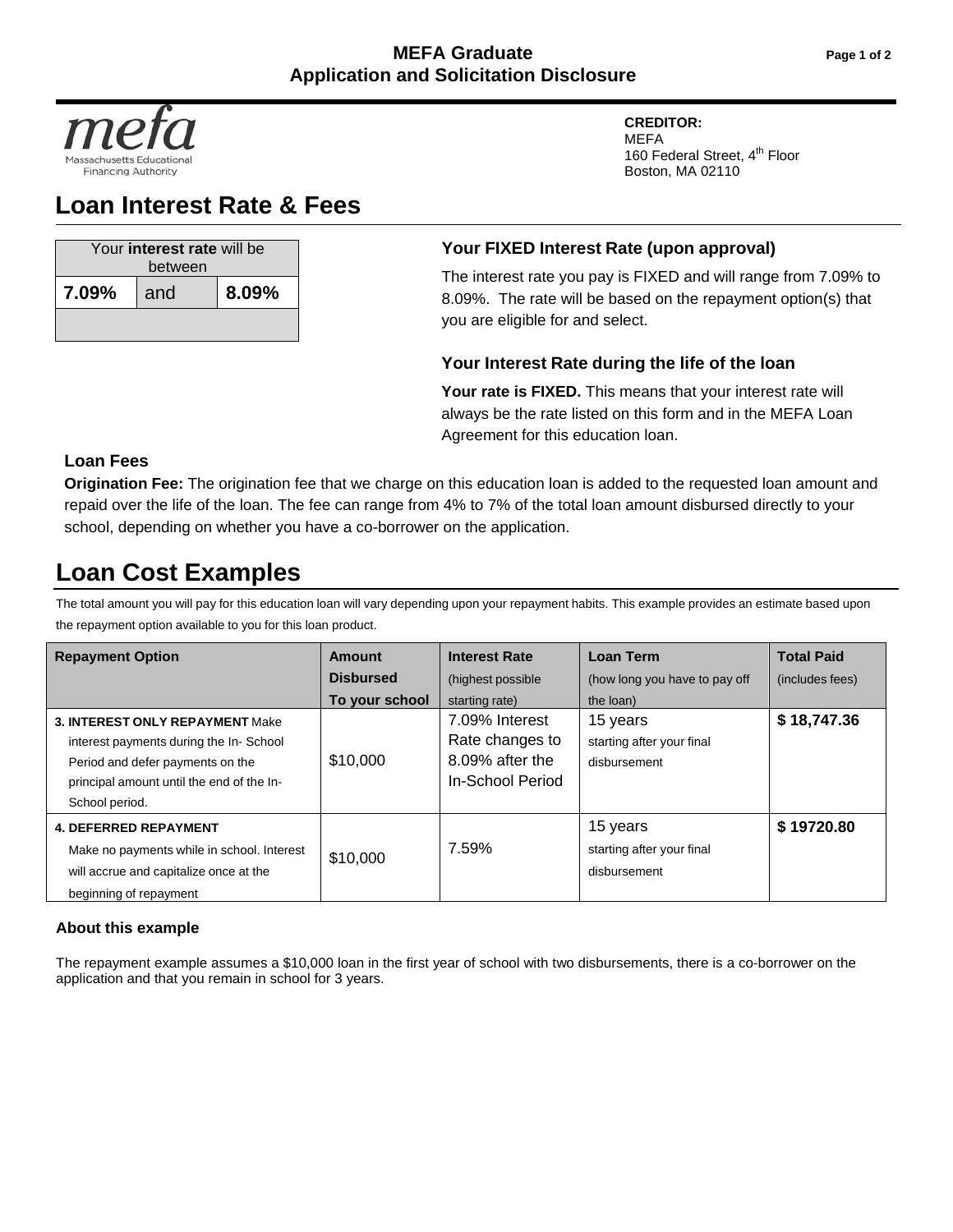# MEFA Graduate
## Application and Solicitation Disclosure

mefa
Massachusetts Educational Financing Authority

**CREDITOR:**
MEFA
160 Federal Street, 4th Floor
Boston, MA 02110

## Loan Interest Rate & Fees

| Your **interest rate** will be between | | |
|---|---|---|
| **7.09%** | and | **8.09%** |

### Your FIXED Interest Rate (upon approval)

The interest rate you pay is FIXED and will range from 7.09% to 8.09%. The rate will be based on the repayment option(s) that you are eligible for and select.

### Your Interest Rate during the life of the loan

**Your rate is FIXED.** This means that your interest rate will always be the rate listed on this form and in the MEFA Loan Agreement for this education loan.

### Loan Fees

**Origination Fee:** The origination fee that we charge on this education loan is added to the requested loan amount and repaid over the life of the loan. The fee can range from 4% to 7% of the total loan amount disbursed directly to your school, depending on whether you have a co-borrower on the application.

## Loan Cost Examples

The total amount you will pay for this education loan will vary depending upon your repayment habits. This example provides an estimate based upon the repayment option available to you for this loan product.

| **Repayment Option** | **Amount Disbursed To your school** | **Interest Rate** (highest possible starting rate) | **Loan Term** (how long you have to pay off the loan) | **Total Paid** (includes fees) |
|---|---|---|---|---|
| **3. INTEREST ONLY REPAYMENT** Make interest payments during the In- School Period and defer payments on the principal amount until the end of the In-School period. | $10,000 | 7.09% Interest Rate changes to 8.09% after the In-School Period | 15 years starting after your final disbursement | **$ 18,747.36** |
| **4. DEFERRED REPAYMENT** Make no payments while in school. Interest will accrue and capitalize once at the beginning of repayment | $10,000 | 7.59% | 15 years starting after your final disbursement | **$ 19720.80** |

### About this example

The repayment example assumes a $10,000 loan in the first year of school with two disbursements, there is a co-borrower on the application and that you remain in school for 3 years.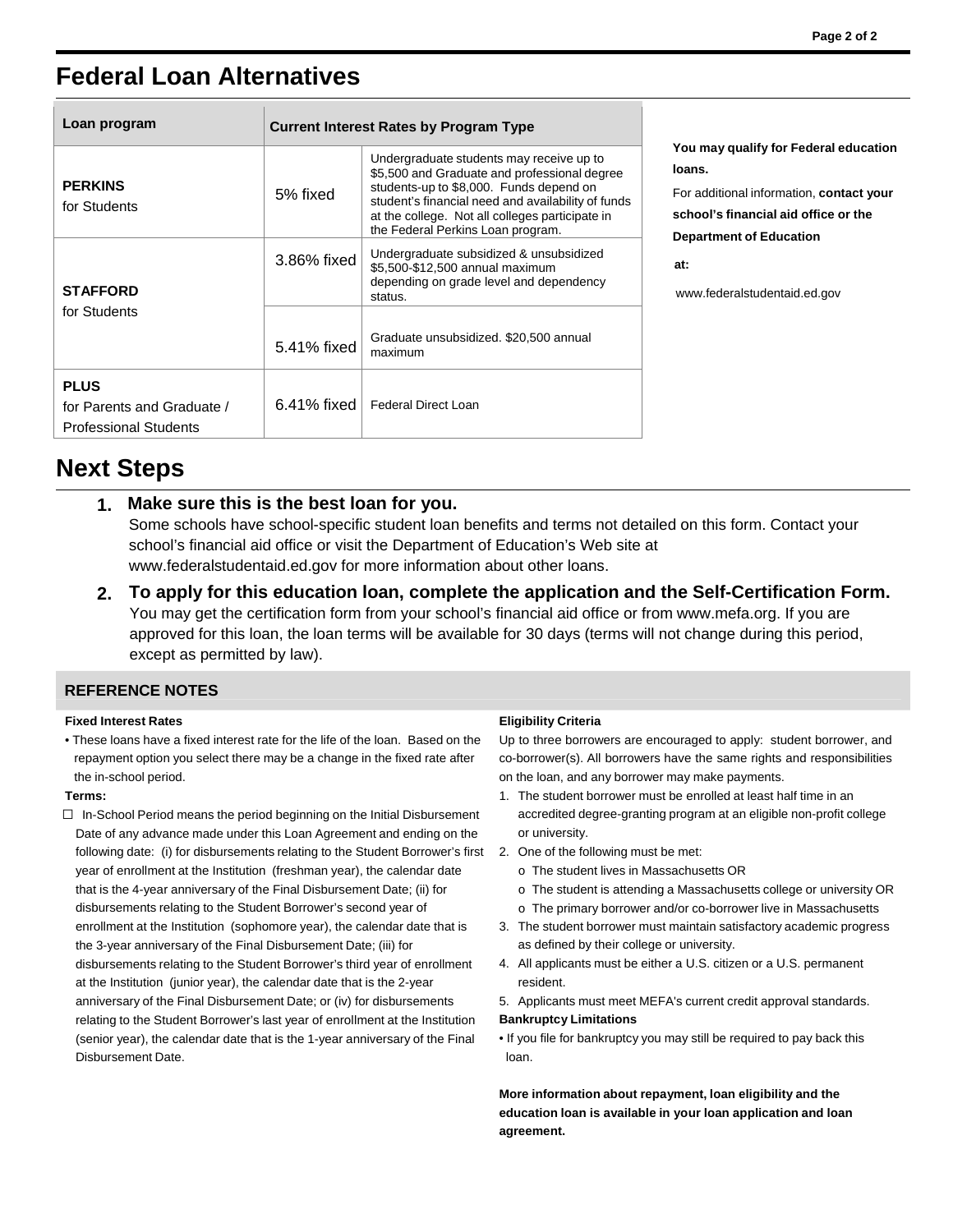# Federal Loan Alternatives

| Loan program | Current Interest Rates by Program Type | |
|---|---|---|
| **PERKINS** for Students | 5% fixed | Undergraduate students may receive up to $5,500 and Graduate and professional degree students-up to $8,000. Funds depend on student's financial need and availability of funds at the college. Not all colleges participate in the Federal Perkins Loan program. |
| **STAFFORD** for Students | 3.86% fixed | Undergraduate subsidized & unsubsidized $5,500-$12,500 annual maximum depending on grade level and dependency status. |
| | 5.41% fixed | Graduate unsubsidized. $20,500 annual maximum |
| **PLUS** for Parents and Graduate / Professional Students | 6.41% fixed | Federal Direct Loan |

**You may qualify for Federal education loans.**

For additional information, **contact your school's financial aid office or the Department of Education**

**at:**

www.federalstudentaid.ed.gov

# Next Steps

1. **Make sure this is the best loan for you.**
   Some schools have school-specific student loan benefits and terms not detailed on this form. Contact your school's financial aid office or visit the Department of Education's Web site at www.federalstudentaid.ed.gov for more information about other loans.

2. **To apply for this education loan, complete the application and the Self-Certification Form.**
   You may get the certification form from your school's financial aid office or from www.mefa.org. If you are approved for this loan, the loan terms will be available for 30 days (terms will not change during this period, except as permitted by law).

## REFERENCE NOTES

**Fixed Interest Rates**

- These loans have a fixed interest rate for the life of the loan. Based on the repayment option you select there may be a change in the fixed rate after the in-school period.

**Terms:**

- ☐ In-School Period means the period beginning on the Initial Disbursement Date of any advance made under this Loan Agreement and ending on the following date: (i) for disbursements relating to the Student Borrower's first year of enrollment at the Institution (freshman year), the calendar date that is the 4-year anniversary of the Final Disbursement Date; (ii) for disbursements relating to the Student Borrower's second year of enrollment at the Institution (sophomore year), the calendar date that is the 3-year anniversary of the Final Disbursement Date; (iii) for disbursements relating to the Student Borrower's third year of enrollment at the Institution (junior year), the calendar date that is the 2-year anniversary of the Final Disbursement Date; or (iv) for disbursements relating to the Student Borrower's last year of enrollment at the Institution (senior year), the calendar date that is the 1-year anniversary of the Final Disbursement Date.

**Eligibility Criteria**

Up to three borrowers are encouraged to apply: student borrower, and co-borrower(s). All borrowers have the same rights and responsibilities on the loan, and any borrower may make payments.

1. The student borrower must be enrolled at least half time in an accredited degree-granting program at an eligible non-profit college or university.
2. One of the following must be met:
   - o The student lives in Massachusetts OR
   - o The student is attending a Massachusetts college or university OR
   - o The primary borrower and/or co-borrower live in Massachusetts
3. The student borrower must maintain satisfactory academic progress as defined by their college or university.
4. All applicants must be either a U.S. citizen or a U.S. permanent resident.
5. Applicants must meet MEFA's current credit approval standards.

**Bankruptcy Limitations**

- If you file for bankruptcy you may still be required to pay back this loan.

**More information about repayment, loan eligibility and the education loan is available in your loan application and loan agreement.**